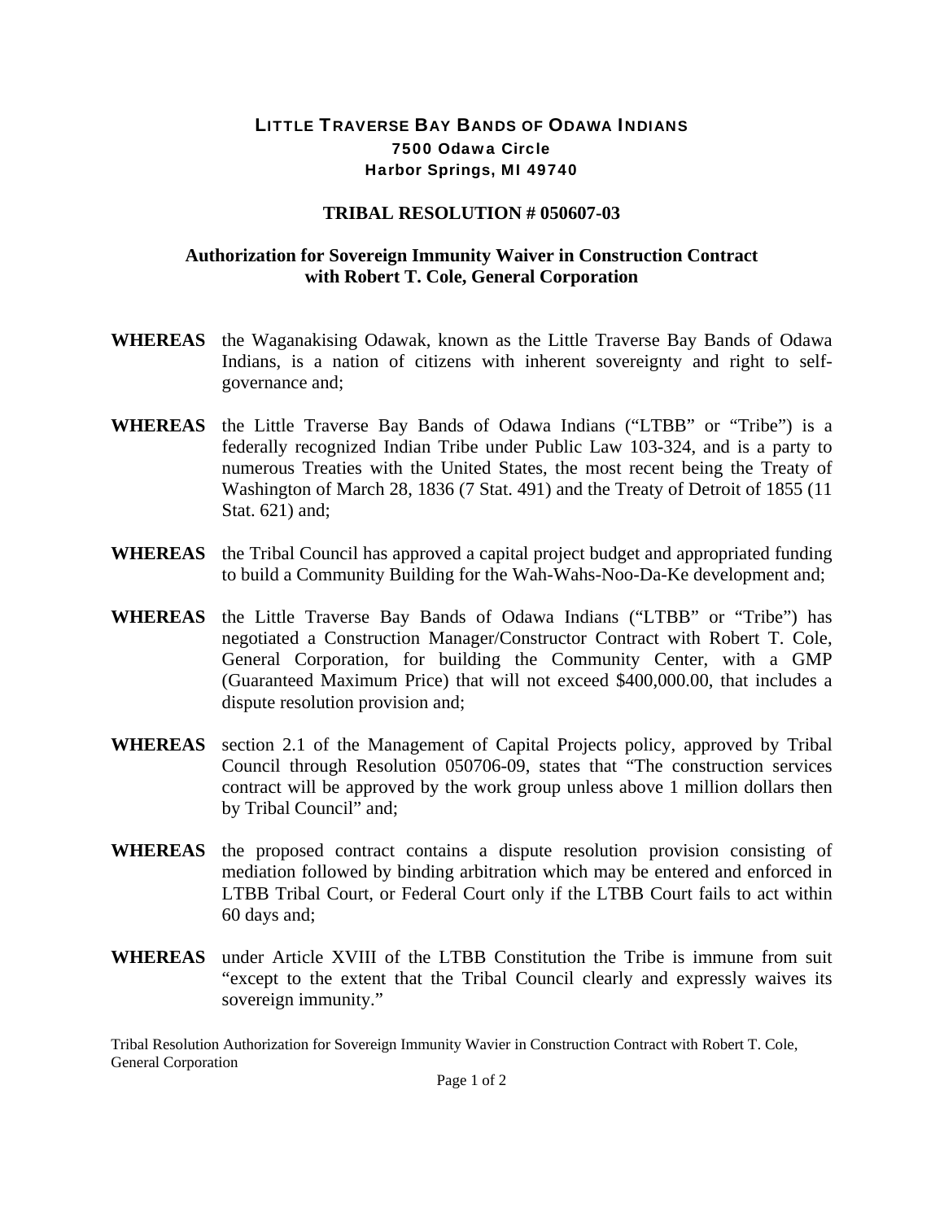# LITTLE TRAVERSE BAY BANDS OF ODAWA INDIANS

**7500 Odawa Circle**
**Harbor Springs, MI 49740**

## TRIBAL RESOLUTION # 050607-03

### Authorization for Sovereign Immunity Waiver in Construction Contract with Robert T. Cole, General Corporation

**WHEREAS** the Waganakising Odawak, known as the Little Traverse Bay Bands of Odawa Indians, is a nation of citizens with inherent sovereignty and right to self-governance and;

**WHEREAS** the Little Traverse Bay Bands of Odawa Indians ("LTBB" or "Tribe") is a federally recognized Indian Tribe under Public Law 103-324, and is a party to numerous Treaties with the United States, the most recent being the Treaty of Washington of March 28, 1836 (7 Stat. 491) and the Treaty of Detroit of 1855 (11 Stat. 621) and;

**WHEREAS** the Tribal Council has approved a capital project budget and appropriated funding to build a Community Building for the Wah-Wahs-Noo-Da-Ke development and;

**WHEREAS** the Little Traverse Bay Bands of Odawa Indians ("LTBB" or "Tribe") has negotiated a Construction Manager/Constructor Contract with Robert T. Cole, General Corporation, for building the Community Center, with a GMP (Guaranteed Maximum Price) that will not exceed $400,000.00, that includes a dispute resolution provision and;

**WHEREAS** section 2.1 of the Management of Capital Projects policy, approved by Tribal Council through Resolution 050706-09, states that "The construction services contract will be approved by the work group unless above 1 million dollars then by Tribal Council" and;

**WHEREAS** the proposed contract contains a dispute resolution provision consisting of mediation followed by binding arbitration which may be entered and enforced in LTBB Tribal Court, or Federal Court only if the LTBB Court fails to act within 60 days and;

**WHEREAS** under Article XVIII of the LTBB Constitution the Tribe is immune from suit "except to the extent that the Tribal Council clearly and expressly waives its sovereign immunity."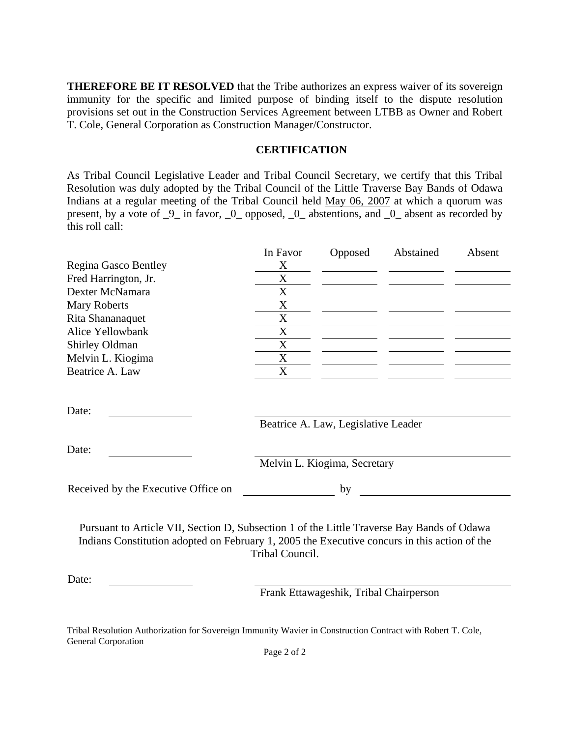**THEREFORE BE IT RESOLVED** that the Tribe authorizes an express waiver of its sovereign immunity for the specific and limited purpose of binding itself to the dispute resolution provisions set out in the Construction Services Agreement between LTBB as Owner and Robert T. Cole, General Corporation as Construction Manager/Constructor.

## CERTIFICATION

As Tribal Council Legislative Leader and Tribal Council Secretary, we certify that this Tribal Resolution was duly adopted by the Tribal Council of the Little Traverse Bay Bands of Odawa Indians at a regular meeting of the Tribal Council held May 06, 2007 at which a quorum was present, by a vote of _9_ in favor, _0_ opposed, _0_ abstentions, and _0_ absent as recorded by this roll call:

| | In Favor | Opposed | Abstained | Absent |
|---|---|---|---|---|
| Regina Gasco Bentley | X | | | |
| Fred Harrington, Jr. | X | | | |
| Dexter McNamara | X | | | |
| Mary Roberts | X | | | |
| Rita Shananaquet | X | | | |
| Alice Yellowbank | X | | | |
| Shirley Oldman | X | | | |
| Melvin L. Kiogima | X | | | |
| Beatrice A. Law | X | | | |

Date: ______________ ______________________________
Beatrice A. Law, Legislative Leader

Date: ______________ ______________________________
Melvin L. Kiogima, Secretary

Received by the Executive Office on ______________ by ______________________

Pursuant to Article VII, Section D, Subsection 1 of the Little Traverse Bay Bands of Odawa Indians Constitution adopted on February 1, 2005 the Executive concurs in this action of the Tribal Council.

Date: ______________ ______________________________
Frank Ettawageshik, Tribal Chairperson

Tribal Resolution Authorization for Sovereign Immunity Wavier in Construction Contract with Robert T. Cole, General Corporation